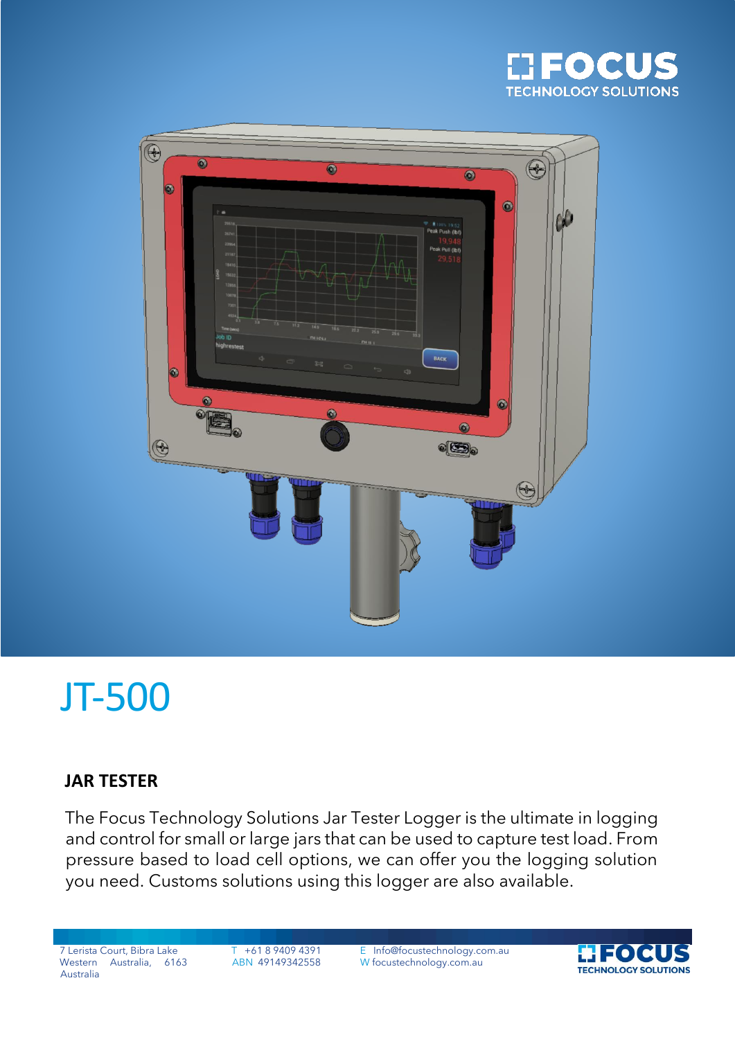# JT-500

## JAR TESTER

The Focus Technology Solutions Jar Tester Logger is the ultimate in logging and control for small or large jars that can be used to capture test load. From pressure based to load cell options, we can offer you the logging solution you need. Customs solutions using this logger are also available.

7 Lerista Court, Bibra Lake Western Australia, 6163 Australia

T +61 8 9409 4391
ABN 49149342558

E Info@focustechnology.com.au
W focustechnology.com.au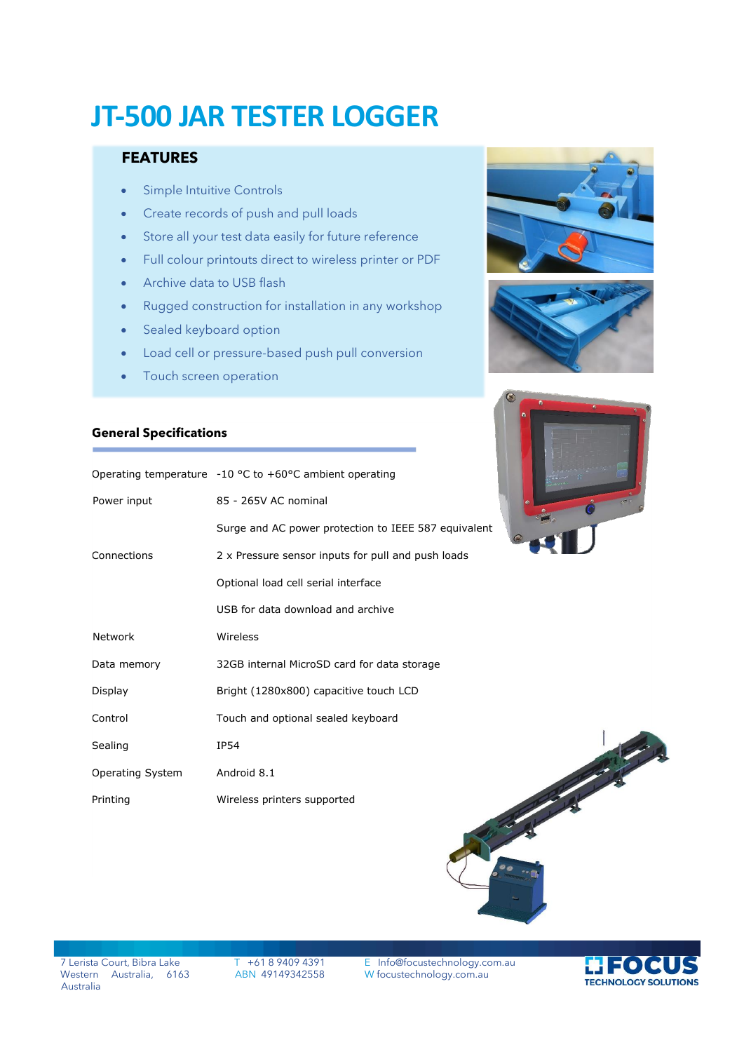# JT-500 JAR TESTER LOGGER

## FEATURES

- Simple Intuitive Controls
- Create records of push and pull loads
- Store all your test data easily for future reference
- Full colour printouts direct to wireless printer or PDF
- Archive data to USB flash
- Rugged construction for installation in any workshop
- Sealed keyboard option
- Load cell or pressure-based push pull conversion
- Touch screen operation

## General Specifications

| | |
|---|---|
| Operating temperature | -10 °C to +60°C ambient operating |
| Power input | 85 - 265V AC nominal |
| | Surge and AC power protection to IEEE 587 equivalent |
| Connections | 2 x Pressure sensor inputs for pull and push loads |
| | Optional load cell serial interface |
| | USB for data download and archive |
| Network | Wireless |
| Data memory | 32GB internal MicroSD card for data storage |
| Display | Bright (1280x800) capacitive touch LCD |
| Control | Touch and optional sealed keyboard |
| Sealing | IP54 |
| Operating System | Android 8.1 |
| Printing | Wireless printers supported |

7 Lerista Court, Bibra Lake Western Australia, 6163 Australia

T +61 8 9409 4391
ABN 49149342558

E Info@focustechnology.com.au
W focustechnology.com.au

FOCUS TECHNOLOGY SOLUTIONS